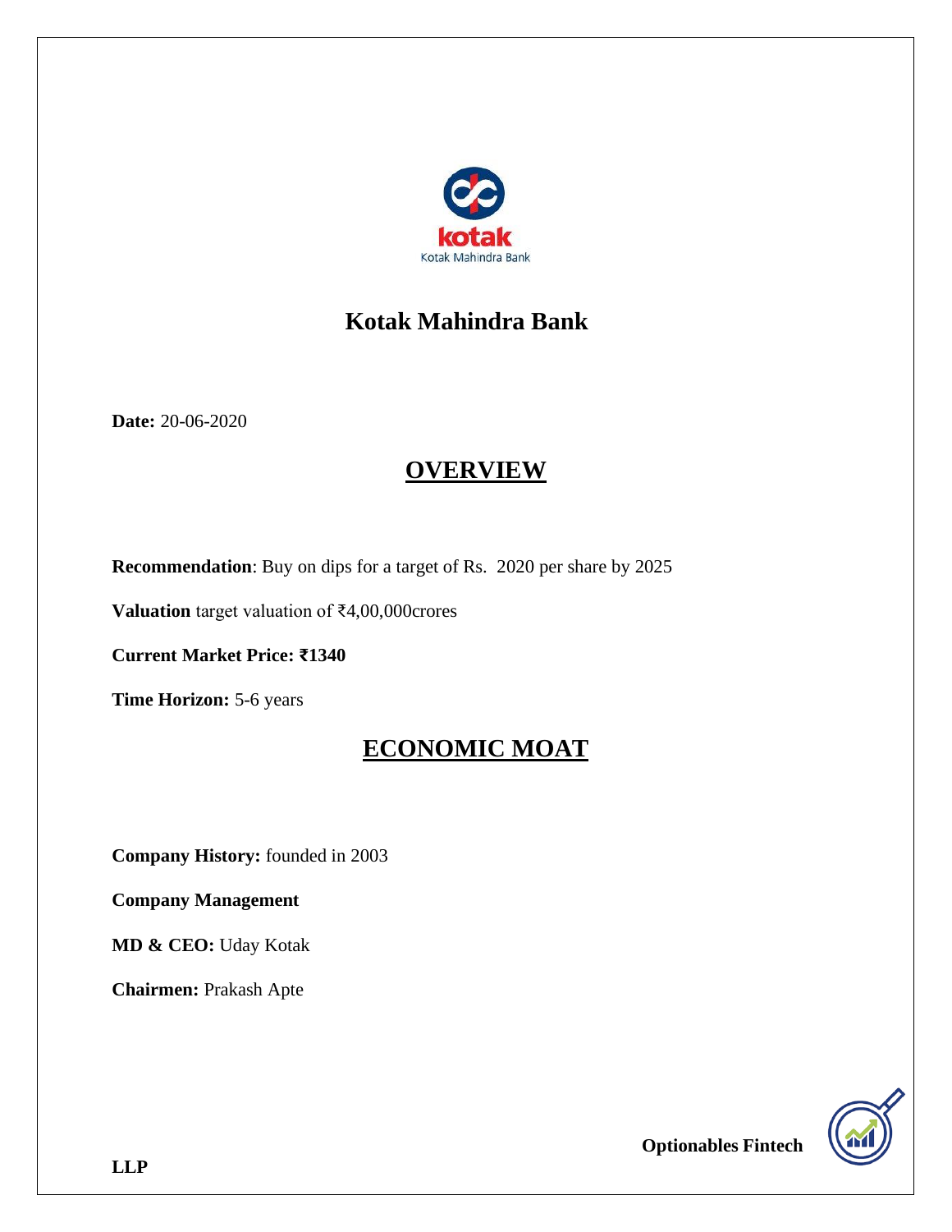# Kotak Mahindra Bank

**Date:** 20-06-2020

## OVERVIEW

**Recommendation**: Buy on dips for a target of Rs. 2020 per share by 2025

**Valuation** target valuation of ₹4,00,000crores

**Current Market Price: ₹1340**

**Time Horizon:** 5-6 years

## ECONOMIC MOAT

**Company History:** founded in 2003

**Company Management**

**MD & CEO:** Uday Kotak

**Chairmen:** Prakash Apte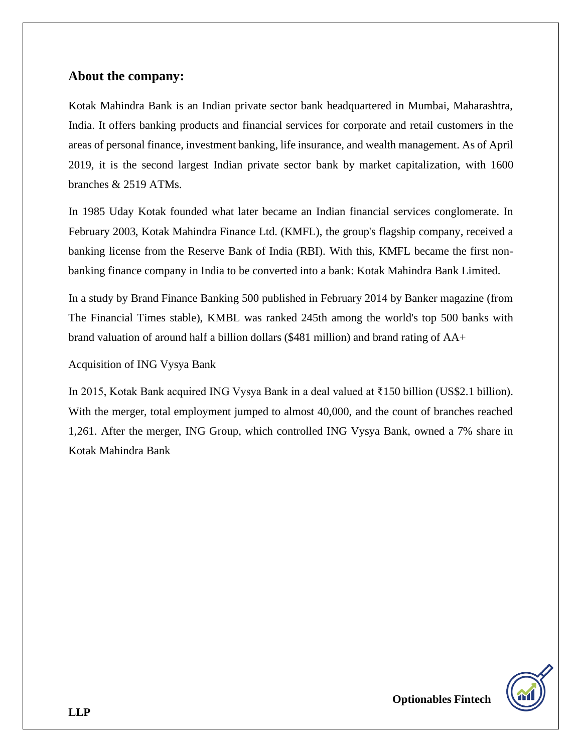## About the company:

Kotak Mahindra Bank is an Indian private sector bank headquartered in Mumbai, Maharashtra, India. It offers banking products and financial services for corporate and retail customers in the areas of personal finance, investment banking, life insurance, and wealth management. As of April 2019, it is the second largest Indian private sector bank by market capitalization, with 1600 branches & 2519 ATMs.

In 1985 Uday Kotak founded what later became an Indian financial services conglomerate. In February 2003, Kotak Mahindra Finance Ltd. (KMFL), the group's flagship company, received a banking license from the Reserve Bank of India (RBI). With this, KMFL became the first non-banking finance company in India to be converted into a bank: Kotak Mahindra Bank Limited.

In a study by Brand Finance Banking 500 published in February 2014 by Banker magazine (from The Financial Times stable), KMBL was ranked 245th among the world's top 500 banks with brand valuation of around half a billion dollars ($481 million) and brand rating of AA+

Acquisition of ING Vysya Bank

In 2015, Kotak Bank acquired ING Vysya Bank in a deal valued at ₹150 billion (US$2.1 billion). With the merger, total employment jumped to almost 40,000, and the count of branches reached 1,261. After the merger, ING Group, which controlled ING Vysya Bank, owned a 7% share in Kotak Mahindra Bank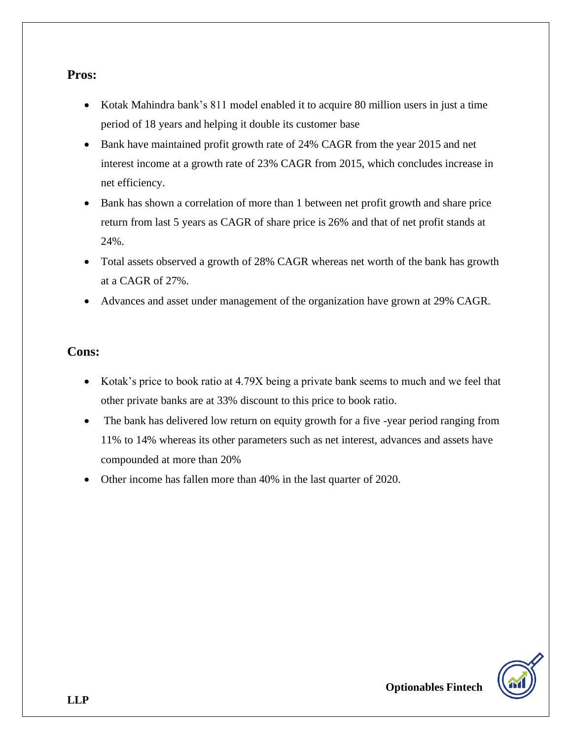**Pros:**

- Kotak Mahindra bank's 811 model enabled it to acquire 80 million users in just a time period of 18 years and helping it double its customer base
- Bank have maintained profit growth rate of 24% CAGR from the year 2015 and net interest income at a growth rate of 23% CAGR from 2015, which concludes increase in net efficiency.
- Bank has shown a correlation of more than 1 between net profit growth and share price return from last 5 years as CAGR of share price is 26% and that of net profit stands at 24%.
- Total assets observed a growth of 28% CAGR whereas net worth of the bank has growth at a CAGR of 27%.
- Advances and asset under management of the organization have grown at 29% CAGR.

**Cons:**

- Kotak's price to book ratio at 4.79X being a private bank seems to much and we feel that other private banks are at 33% discount to this price to book ratio.
- The bank has delivered low return on equity growth for a five -year period ranging from 11% to 14% whereas its other parameters such as net interest, advances and assets have compounded at more than 20%
- Other income has fallen more than 40% in the last quarter of 2020.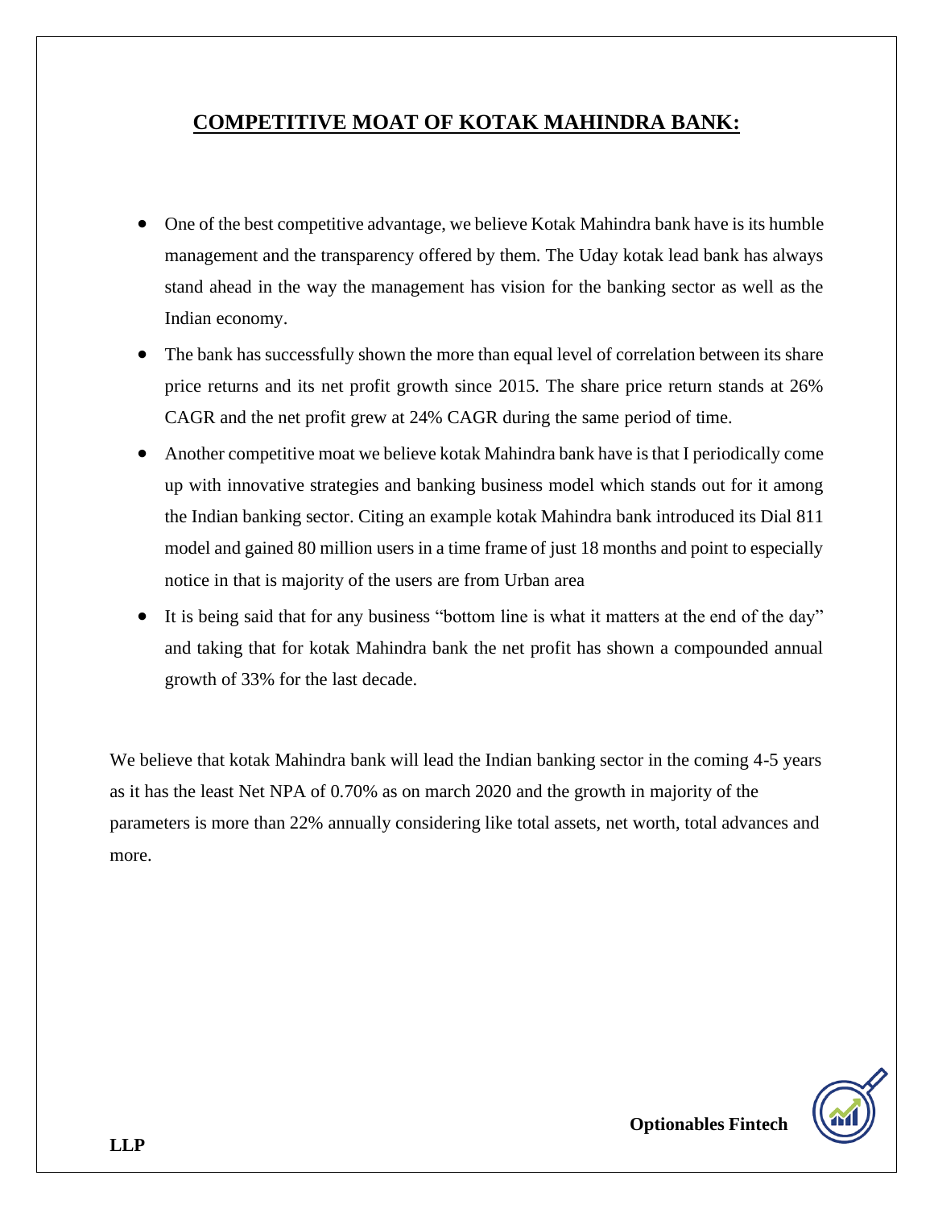## COMPETITIVE MOAT OF KOTAK MAHINDRA BANK:

- One of the best competitive advantage, we believe Kotak Mahindra bank have is its humble management and the transparency offered by them. The Uday kotak lead bank has always stand ahead in the way the management has vision for the banking sector as well as the Indian economy.
- The bank has successfully shown the more than equal level of correlation between its share price returns and its net profit growth since 2015. The share price return stands at 26% CAGR and the net profit grew at 24% CAGR during the same period of time.
- Another competitive moat we believe kotak Mahindra bank have is that I periodically come up with innovative strategies and banking business model which stands out for it among the Indian banking sector. Citing an example kotak Mahindra bank introduced its Dial 811 model and gained 80 million users in a time frame of just 18 months and point to especially notice in that is majority of the users are from Urban area
- It is being said that for any business "bottom line is what it matters at the end of the day" and taking that for kotak Mahindra bank the net profit has shown a compounded annual growth of 33% for the last decade.

We believe that kotak Mahindra bank will lead the Indian banking sector in the coming 4-5 years as it has the least Net NPA of 0.70% as on march 2020 and the growth in majority of the parameters is more than 22% annually considering like total assets, net worth, total advances and more.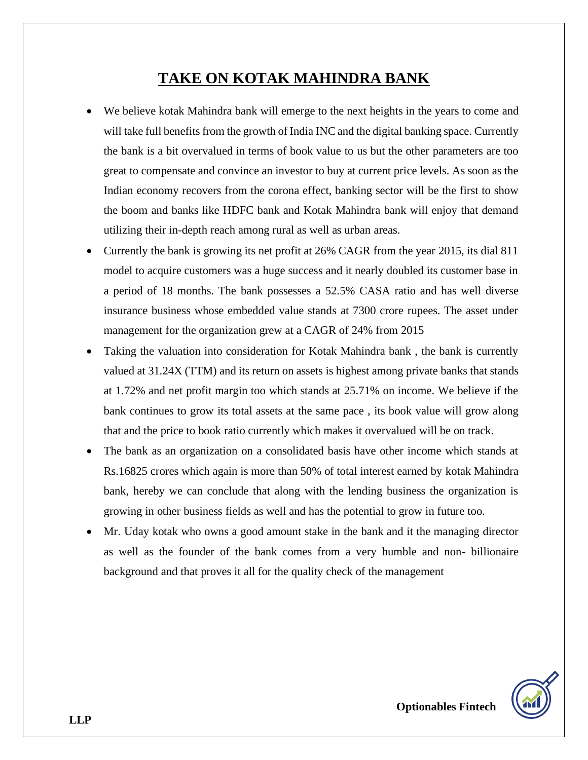# TAKE ON KOTAK MAHINDRA BANK

- We believe kotak Mahindra bank will emerge to the next heights in the years to come and will take full benefits from the growth of India INC and the digital banking space. Currently the bank is a bit overvalued in terms of book value to us but the other parameters are too great to compensate and convince an investor to buy at current price levels. As soon as the Indian economy recovers from the corona effect, banking sector will be the first to show the boom and banks like HDFC bank and Kotak Mahindra bank will enjoy that demand utilizing their in-depth reach among rural as well as urban areas.
- Currently the bank is growing its net profit at 26% CAGR from the year 2015, its dial 811 model to acquire customers was a huge success and it nearly doubled its customer base in a period of 18 months. The bank possesses a 52.5% CASA ratio and has well diverse insurance business whose embedded value stands at 7300 crore rupees. The asset under management for the organization grew at a CAGR of 24% from 2015
- Taking the valuation into consideration for Kotak Mahindra bank , the bank is currently valued at 31.24X (TTM) and its return on assets is highest among private banks that stands at 1.72% and net profit margin too which stands at 25.71% on income. We believe if the bank continues to grow its total assets at the same pace , its book value will grow along that and the price to book ratio currently which makes it overvalued will be on track.
- The bank as an organization on a consolidated basis have other income which stands at Rs.16825 crores which again is more than 50% of total interest earned by kotak Mahindra bank, hereby we can conclude that along with the lending business the organization is growing in other business fields as well and has the potential to grow in future too.
- Mr. Uday kotak who owns a good amount stake in the bank and it the managing director as well as the founder of the bank comes from a very humble and non- billionaire background and that proves it all for the quality check of the management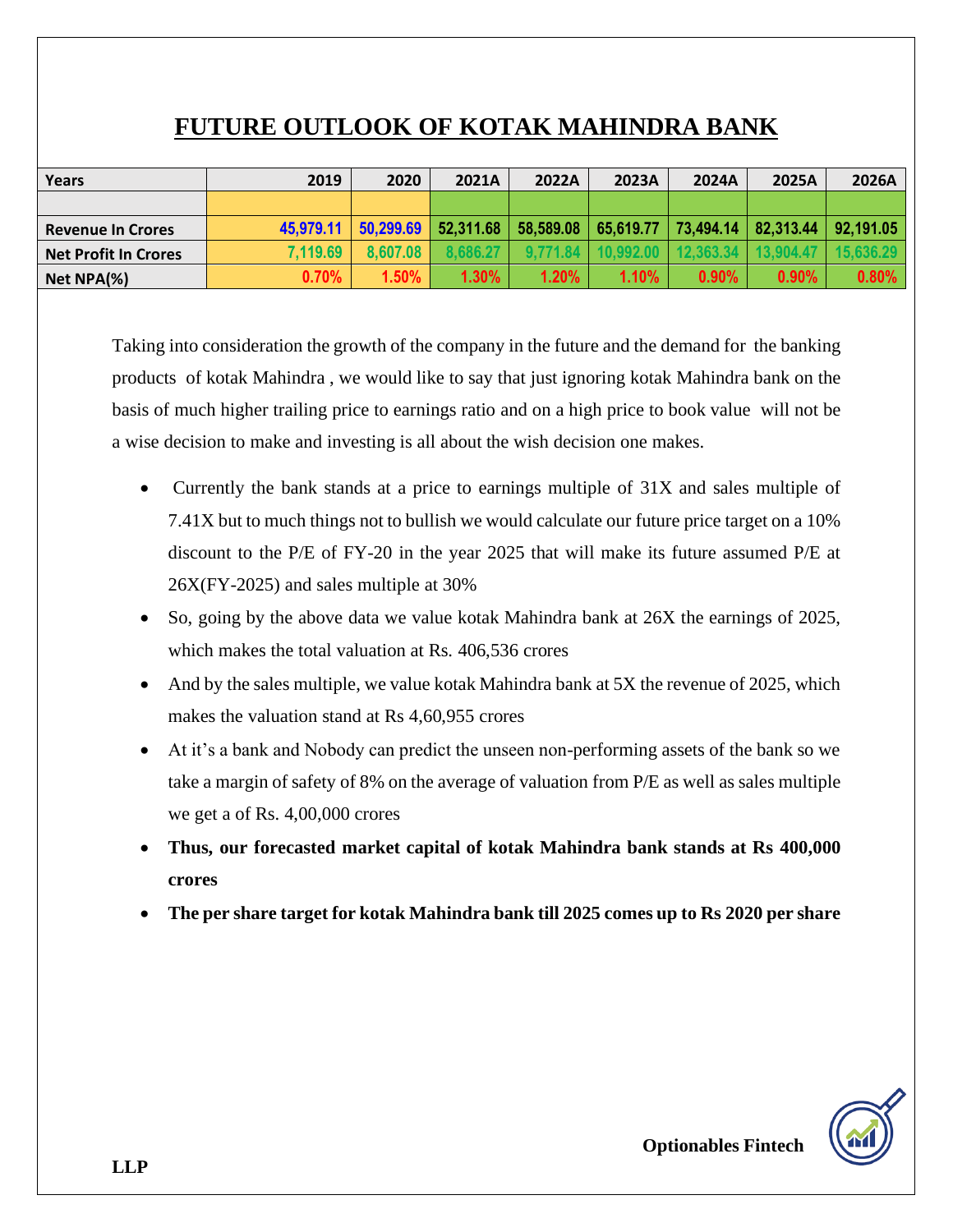# FUTURE OUTLOOK OF KOTAK MAHINDRA BANK

| Years | 2019 | 2020 | 2021A | 2022A | 2023A | 2024A | 2025A | 2026A |
|---|---|---|---|---|---|---|---|---|
| | | | | | | | | |
| Revenue In Crores | 45,979.11 | 50,299.69 | 52,311.68 | 58,589.08 | 65,619.77 | 73,494.14 | 82,313.44 | 92,191.05 |
| Net Profit In Crores | 7,119.69 | 8,607.08 | 8,686.27 | 9,771.84 | 10,992.00 | 12,363.34 | 13,904.47 | 15,636.29 |
| Net NPA(%) | 0.70% | 1.50% | 1.30% | 1.20% | 1.10% | 0.90% | 0.90% | 0.80% |

Taking into consideration the growth of the company in the future and the demand for the banking products of kotak Mahindra , we would like to say that just ignoring kotak Mahindra bank on the basis of much higher trailing price to earnings ratio and on a high price to book value will not be a wise decision to make and investing is all about the wish decision one makes.

- Currently the bank stands at a price to earnings multiple of 31X and sales multiple of 7.41X but to much things not to bullish we would calculate our future price target on a 10% discount to the P/E of FY-20 in the year 2025 that will make its future assumed P/E at 26X(FY-2025) and sales multiple at 30%
- So, going by the above data we value kotak Mahindra bank at 26X the earnings of 2025, which makes the total valuation at Rs. 406,536 crores
- And by the sales multiple, we value kotak Mahindra bank at 5X the revenue of 2025, which makes the valuation stand at Rs 4,60,955 crores
- At it's a bank and Nobody can predict the unseen non-performing assets of the bank so we take a margin of safety of 8% on the average of valuation from P/E as well as sales multiple we get a of Rs. 4,00,000 crores
- **Thus, our forecasted market capital of kotak Mahindra bank stands at Rs 400,000 crores**
- **The per share target for kotak Mahindra bank till 2025 comes up to Rs 2020 per share**

Optionables Fintech LLP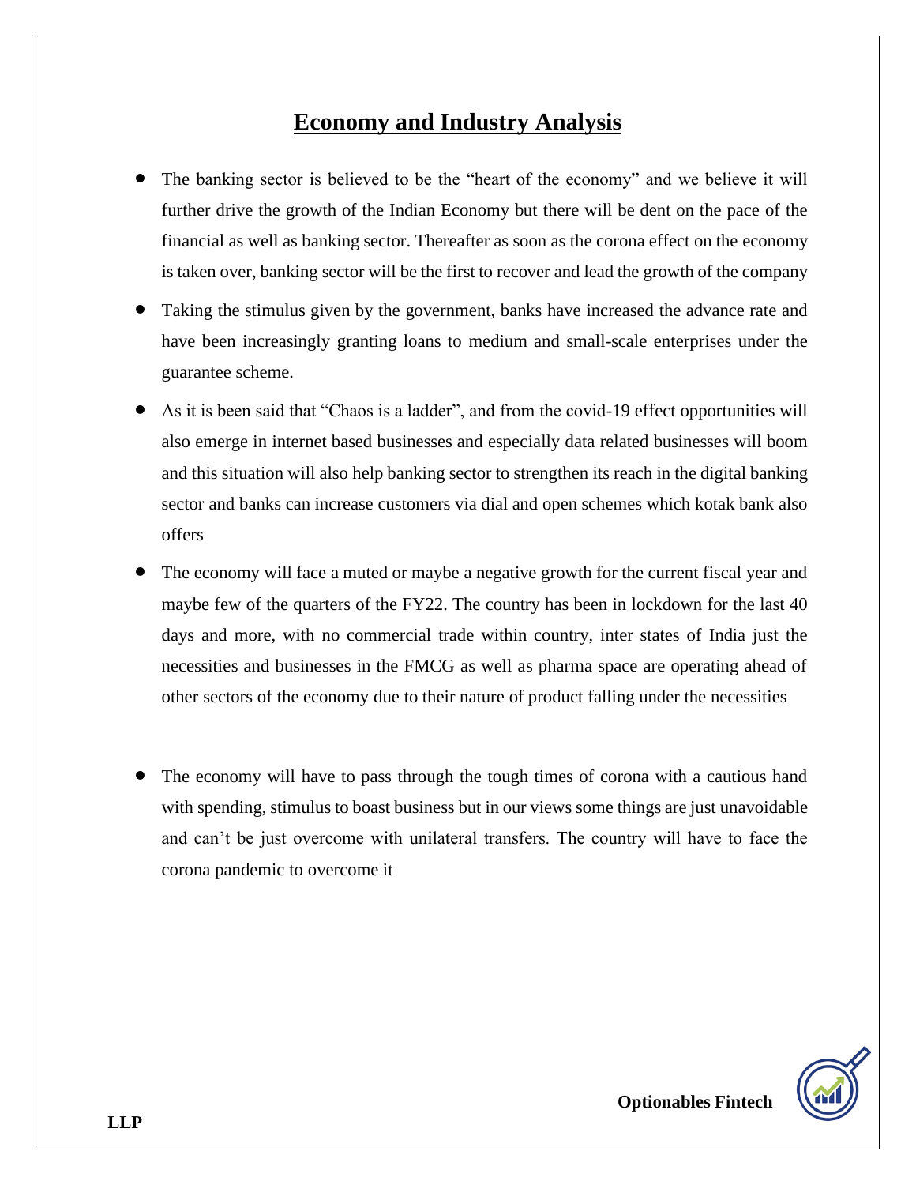# Economy and Industry Analysis

- The banking sector is believed to be the "heart of the economy" and we believe it will further drive the growth of the Indian Economy but there will be dent on the pace of the financial as well as banking sector. Thereafter as soon as the corona effect on the economy is taken over, banking sector will be the first to recover and lead the growth of the company
- Taking the stimulus given by the government, banks have increased the advance rate and have been increasingly granting loans to medium and small-scale enterprises under the guarantee scheme.
- As it is been said that "Chaos is a ladder", and from the covid-19 effect opportunities will also emerge in internet based businesses and especially data related businesses will boom and this situation will also help banking sector to strengthen its reach in the digital banking sector and banks can increase customers via dial and open schemes which kotak bank also offers
- The economy will face a muted or maybe a negative growth for the current fiscal year and maybe few of the quarters of the FY22. The country has been in lockdown for the last 40 days and more, with no commercial trade within country, inter states of India just the necessities and businesses in the FMCG as well as pharma space are operating ahead of other sectors of the economy due to their nature of product falling under the necessities
- The economy will have to pass through the tough times of corona with a cautious hand with spending, stimulus to boast business but in our views some things are just unavoidable and can't be just overcome with unilateral transfers. The country will have to face the corona pandemic to overcome it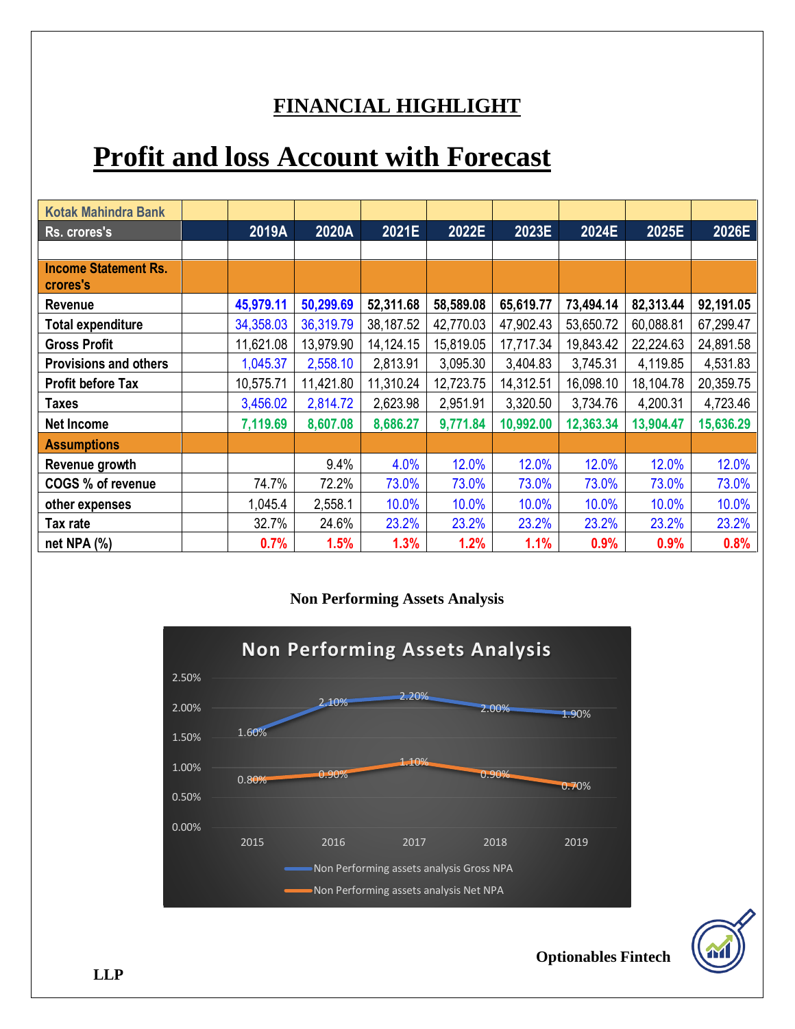# FINANCIAL HIGHLIGHT

# Profit and loss Account with Forecast

| Kotak Mahindra Bank | | | | | | | | | |
|---|---|---|---|---|---|---|---|---|---|
| **Rs. crores's** | | **2019A** | **2020A** | **2021E** | **2022E** | **2023E** | **2024E** | **2025E** | **2026E** |
| | | | | | | | | | |
| **Income Statement Rs. crores's** | | | | | | | | | |
| **Revenue** | | **45,979.11** | **50,299.69** | **52,311.68** | **58,589.08** | **65,619.77** | **73,494.14** | **82,313.44** | **92,191.05** |
| **Total expenditure** | | 34,358.03 | 36,319.79 | 38,187.52 | 42,770.03 | 47,902.43 | 53,650.72 | 60,088.81 | 67,299.47 |
| **Gross Profit** | | 11,621.08 | 13,979.90 | 14,124.15 | 15,819.05 | 17,717.34 | 19,843.42 | 22,224.63 | 24,891.58 |
| **Provisions and others** | | 1,045.37 | 2,558.10 | 2,813.91 | 3,095.30 | 3,404.83 | 3,745.31 | 4,119.85 | 4,531.83 |
| **Profit before Tax** | | 10,575.71 | 11,421.80 | 11,310.24 | 12,723.75 | 14,312.51 | 16,098.10 | 18,104.78 | 20,359.75 |
| **Taxes** | | 3,456.02 | 2,814.72 | 2,623.98 | 2,951.91 | 3,320.50 | 3,734.76 | 4,200.31 | 4,723.46 |
| **Net Income** | | **7,119.69** | **8,607.08** | **8,686.27** | **9,771.84** | **10,992.00** | **12,363.34** | **13,904.47** | **15,636.29** |
| **Assumptions** | | | | | | | | | |
| **Revenue growth** | | | 9.4% | 4.0% | 12.0% | 12.0% | 12.0% | 12.0% | 12.0% |
| **COGS % of revenue** | | 74.7% | 72.2% | 73.0% | 73.0% | 73.0% | 73.0% | 73.0% | 73.0% |
| **other expenses** | | 1,045.4 | 2,558.1 | 10.0% | 10.0% | 10.0% | 10.0% | 10.0% | 10.0% |
| **Tax rate** | | 32.7% | 24.6% | 23.2% | 23.2% | 23.2% | 23.2% | 23.2% | 23.2% |
| **net NPA (%)** | | **0.7%** | **1.5%** | **1.3%** | **1.2%** | **1.1%** | **0.9%** | **0.9%** | **0.8%** |

**Non Performing Assets Analysis**

| | 2015 | 2016 | 2017 | 2018 | 2019 |
|---|---|---|---|---|---|
| Non Performing assets analysis Gross NPA | 1.60% | 2.10% | 2.20% | 2.00% | 1.90% |
| Non Performing assets analysis Net NPA | 0.80% | 0.90% | 1.10% | 0.90% | 0.70% |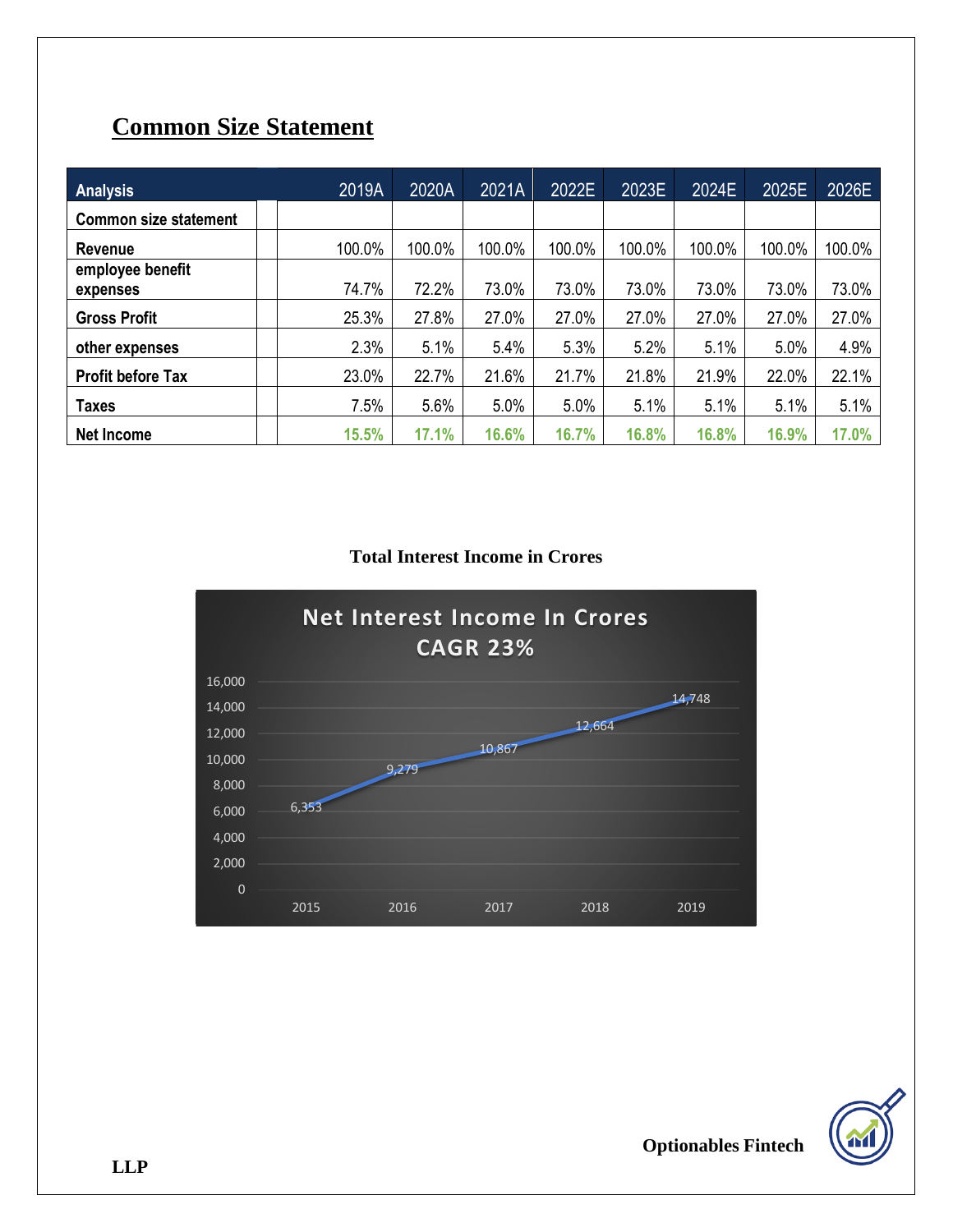## Common Size Statement

| Analysis | | 2019A | 2020A | 2021A | 2022E | 2023E | 2024E | 2025E | 2026E |
|---|---|---|---|---|---|---|---|---|---|
| Common size statement | | | | | | | | | |
| Revenue | | 100.0% | 100.0% | 100.0% | 100.0% | 100.0% | 100.0% | 100.0% | 100.0% |
| employee benefit expenses | | 74.7% | 72.2% | 73.0% | 73.0% | 73.0% | 73.0% | 73.0% | 73.0% |
| Gross Profit | | 25.3% | 27.8% | 27.0% | 27.0% | 27.0% | 27.0% | 27.0% | 27.0% |
| other expenses | | 2.3% | 5.1% | 5.4% | 5.3% | 5.2% | 5.1% | 5.0% | 4.9% |
| Profit before Tax | | 23.0% | 22.7% | 21.6% | 21.7% | 21.8% | 21.9% | 22.0% | 22.1% |
| Taxes | | 7.5% | 5.6% | 5.0% | 5.0% | 5.1% | 5.1% | 5.1% | 5.1% |
| Net Income | | 15.5% | 17.1% | 16.6% | 16.7% | 16.8% | 16.8% | 16.9% | 17.0% |

**Total Interest Income in Crores**

Net Interest Income In Crores
CAGR 23%

| Year | Net Interest Income (Crores) |
|---|---|
| 2015 | 6,353 |
| 2016 | 9,279 |
| 2017 | 10,867 |
| 2018 | 12,664 |
| 2019 | 14,748 |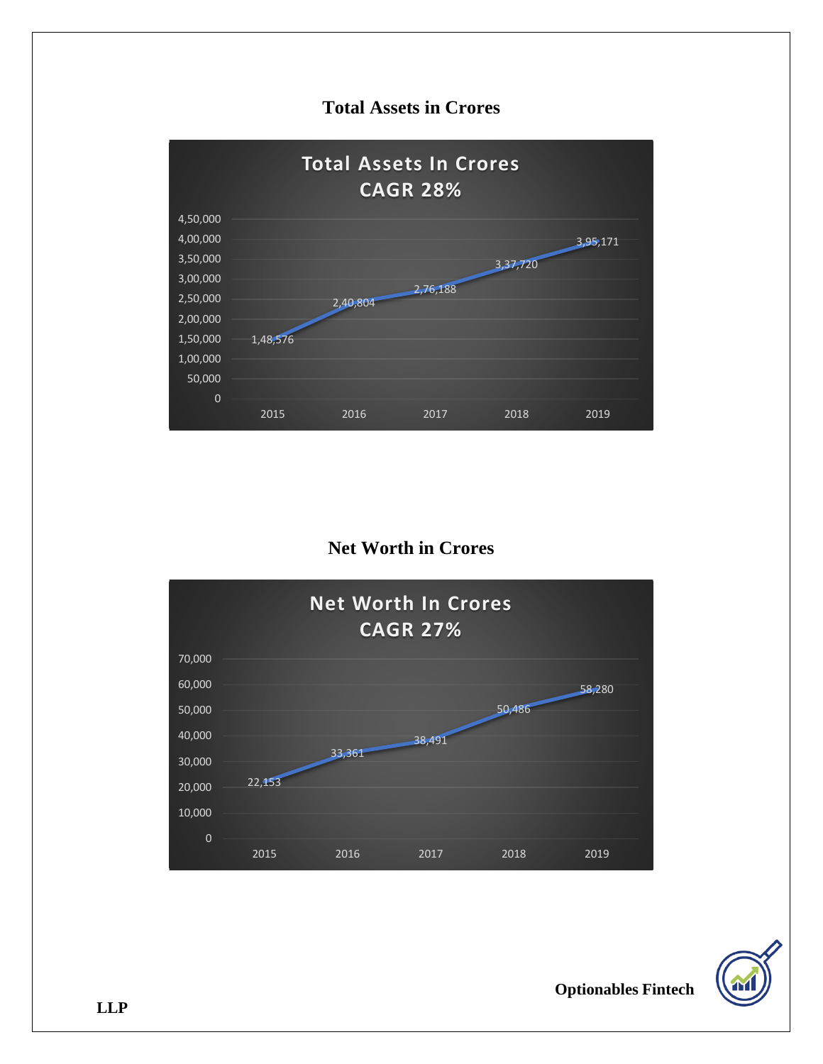## Total Assets in Crores

**Total Assets In Crores**
**CAGR 28%**

| Year | Total Assets (Crores) |
|---|---|
| 2015 | 1,48,576 |
| 2016 | 2,40,804 |
| 2017 | 2,76,188 |
| 2018 | 3,37,720 |
| 2019 | 3,95,171 |

## Net Worth in Crores

**Net Worth In Crores**
**CAGR 27%**

| Year | Net Worth (Crores) |
|---|---|
| 2015 | 22,153 |
| 2016 | 33,361 |
| 2017 | 38,491 |
| 2018 | 50,486 |
| 2019 | 58,280 |

**Optionables Fintech LLP**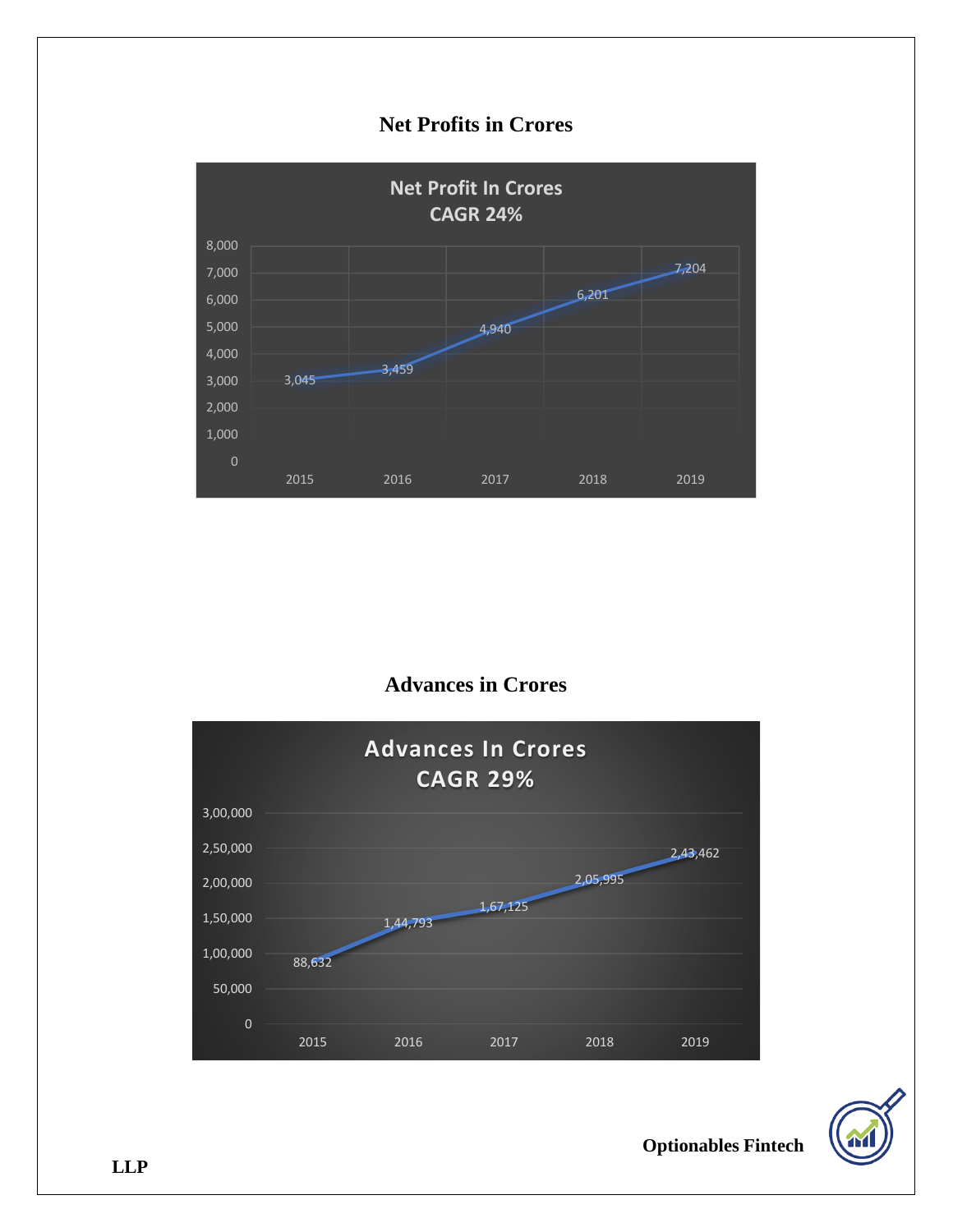## Net Profits in Crores

**Net Profit In Crores**
**CAGR 24%**

| Year | Net Profit (Crores) |
|---|---|
| 2015 | 3,045 |
| 2016 | 3,459 |
| 2017 | 4,940 |
| 2018 | 6,201 |
| 2019 | 7,204 |

## Advances in Crores

**Advances In Crores**
**CAGR 29%**

| Year | Advances (Crores) |
|---|---|
| 2015 | 88,632 |
| 2016 | 1,44,793 |
| 2017 | 1,67,125 |
| 2018 | 2,05,995 |
| 2019 | 2,43,462 |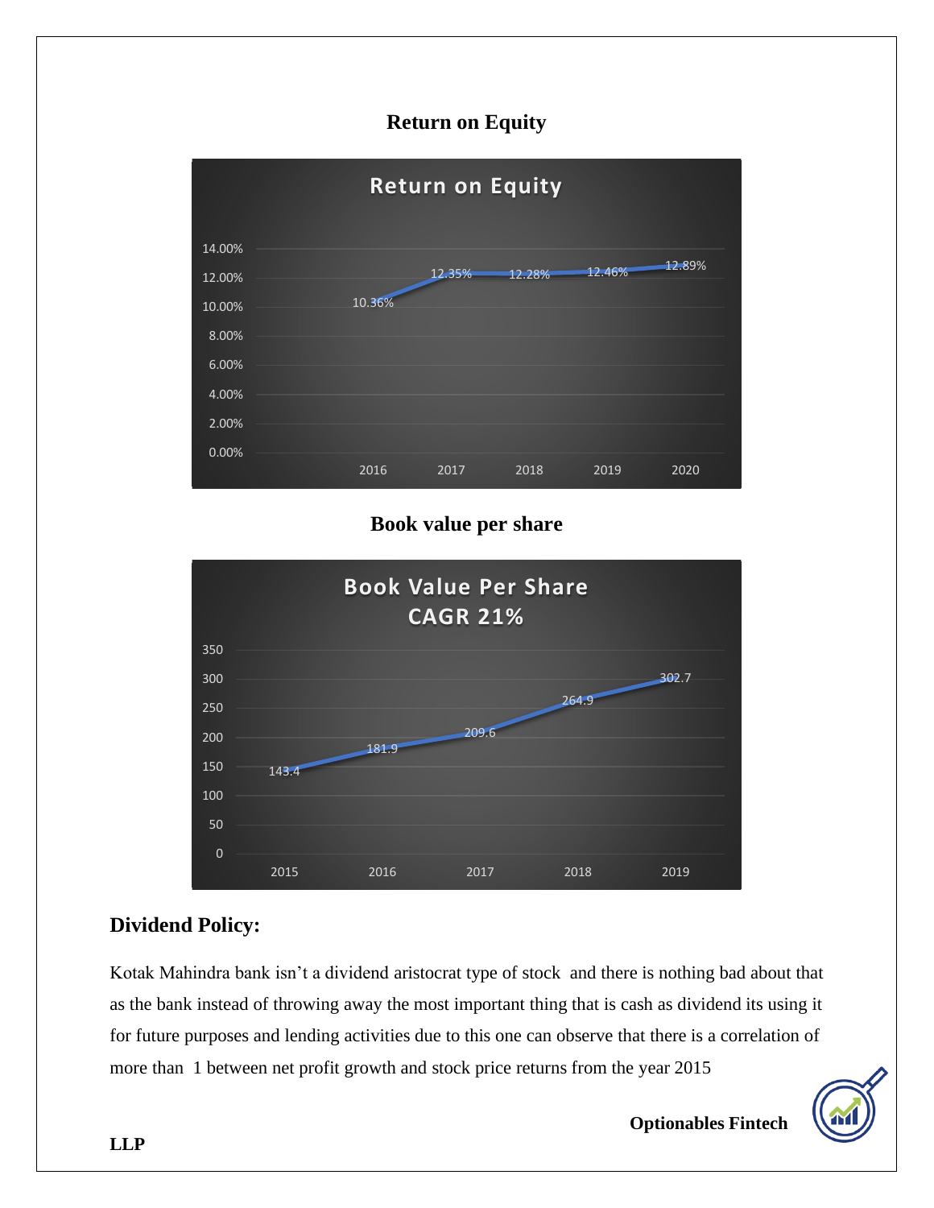## Return on Equity

| Year | Return on Equity |
|---|---|
| 2016 | 10.36% |
| 2017 | 12.35% |
| 2018 | 12.28% |
| 2019 | 12.46% |
| 2020 | 12.89% |

## Book value per share

Book Value Per Share CAGR 21%

| Year | Book Value Per Share |
|---|---|
| 2015 | 143.4 |
| 2016 | 181.9 |
| 2017 | 209.6 |
| 2018 | 264.9 |
| 2019 | 302.7 |

## Dividend Policy:

Kotak Mahindra bank isn't a dividend aristocrat type of stock and there is nothing bad about that as the bank instead of throwing away the most important thing that is cash as dividend its using it for future purposes and lending activities due to this one can observe that there is a correlation of more than 1 between net profit growth and stock price returns from the year 2015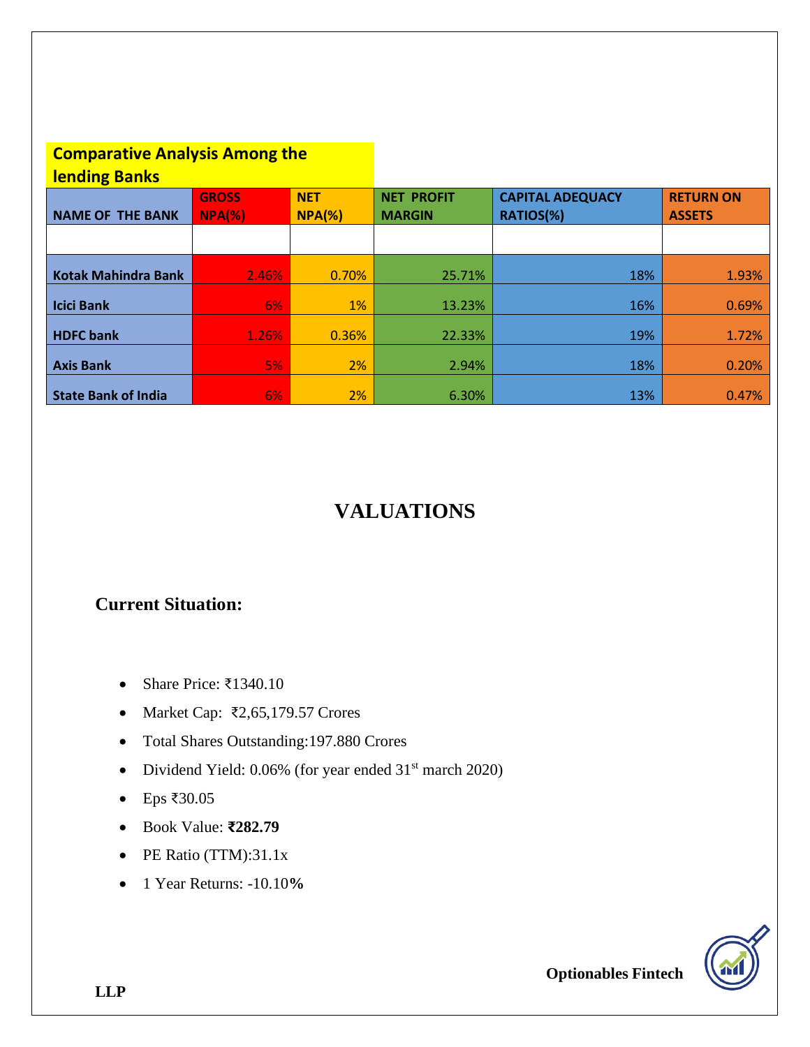## Comparative Analysis Among the lending Banks

| NAME OF THE BANK | GROSS NPA(%) | NET NPA(%) | NET PROFIT MARGIN | CAPITAL ADEQUACY RATIOS(%) | RETURN ON ASSETS |
|---|---|---|---|---|---|
| | | | | | |
| Kotak Mahindra Bank | 2.46% | 0.70% | 25.71% | 18% | 1.93% |
| Icici Bank | 6% | 1% | 13.23% | 16% | 0.69% |
| HDFC bank | 1.26% | 0.36% | 22.33% | 19% | 1.72% |
| Axis Bank | 5% | 2% | 2.94% | 18% | 0.20% |
| State Bank of India | 6% | 2% | 6.30% | 13% | 0.47% |

# VALUATIONS

### Current Situation:

- Share Price: ₹1340.10
- Market Cap: ₹2,65,179.57 Crores
- Total Shares Outstanding:197.880 Crores
- Dividend Yield: 0.06% (for year ended 31st march 2020)
- Eps ₹30.05
- Book Value: **₹282.79**
- PE Ratio (TTM):31.1x
- 1 Year Returns: -10.10**%**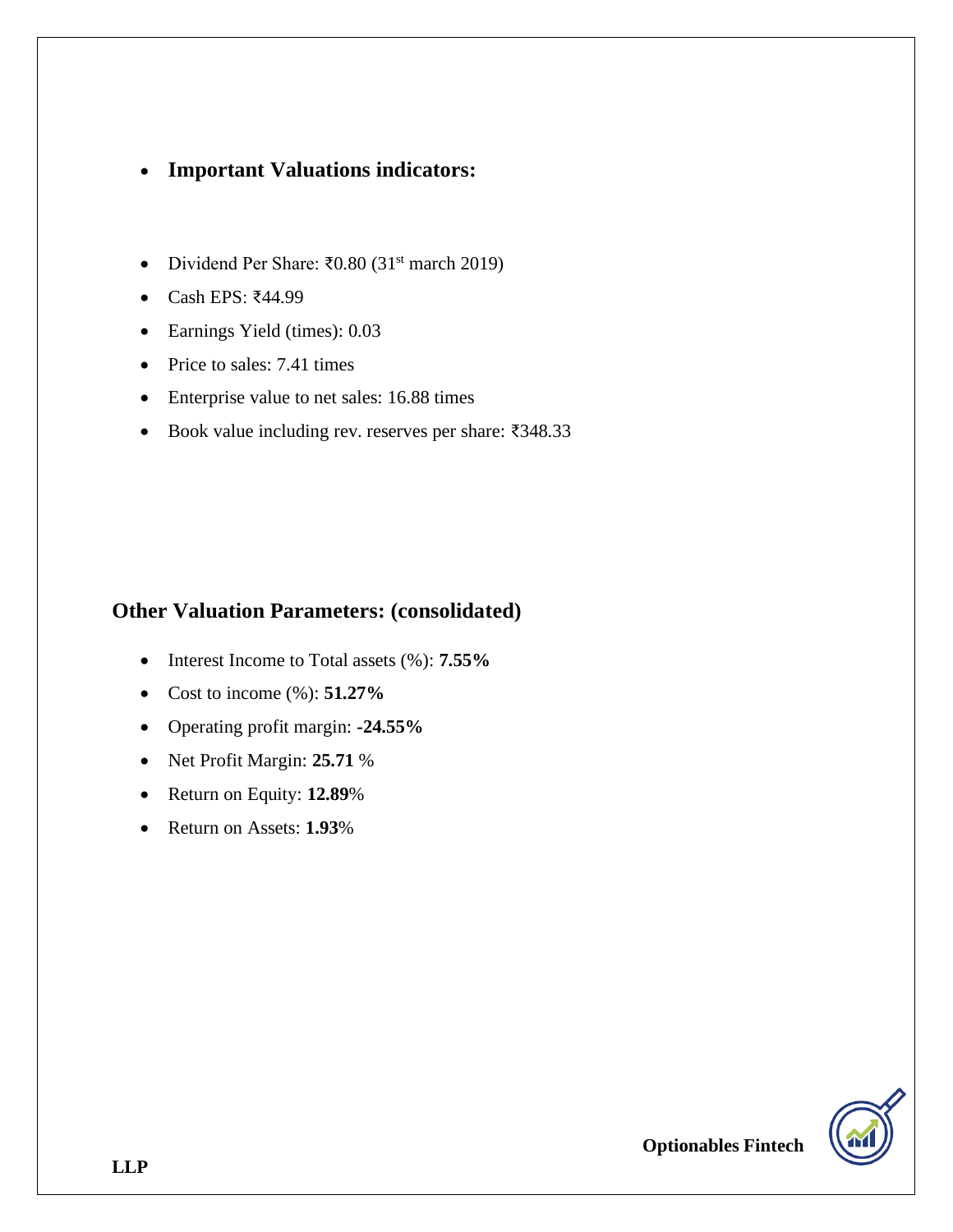- **Important Valuations indicators:**

- Dividend Per Share: ₹0.80 (31st march 2019)
- Cash EPS: ₹44.99
- Earnings Yield (times): 0.03
- Price to sales: 7.41 times
- Enterprise value to net sales: 16.88 times
- Book value including rev. reserves per share: ₹348.33

## Other Valuation Parameters: (consolidated)

- Interest Income to Total assets (%): **7.55%**
- Cost to income (%): **51.27%**
- Operating profit margin: **-24.55%**
- Net Profit Margin: **25.71** %
- Return on Equity: **12.89**%
- Return on Assets: **1.93**%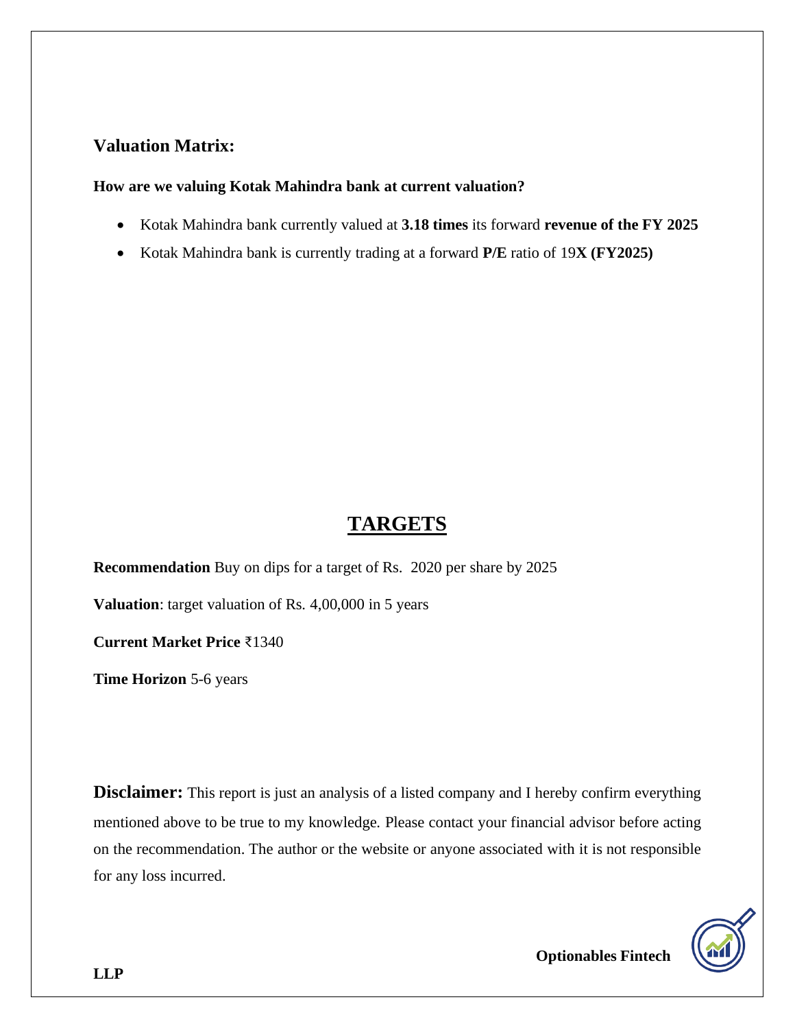## Valuation Matrix:

**How are we valuing Kotak Mahindra bank at current valuation?**

- Kotak Mahindra bank currently valued at **3.18 times** its forward **revenue of the FY 2025**
- Kotak Mahindra bank is currently trading at a forward **P/E** ratio of 19**X (FY2025)**

## TARGETS

**Recommendation** Buy on dips for a target of Rs. 2020 per share by 2025

**Valuation**: target valuation of Rs. 4,00,000 in 5 years

**Current Market Price** ₹1340

**Time Horizon** 5-6 years

**Disclaimer:** This report is just an analysis of a listed company and I hereby confirm everything mentioned above to be true to my knowledge. Please contact your financial advisor before acting on the recommendation. The author or the website or anyone associated with it is not responsible for any loss incurred.

**Optionables Fintech LLP**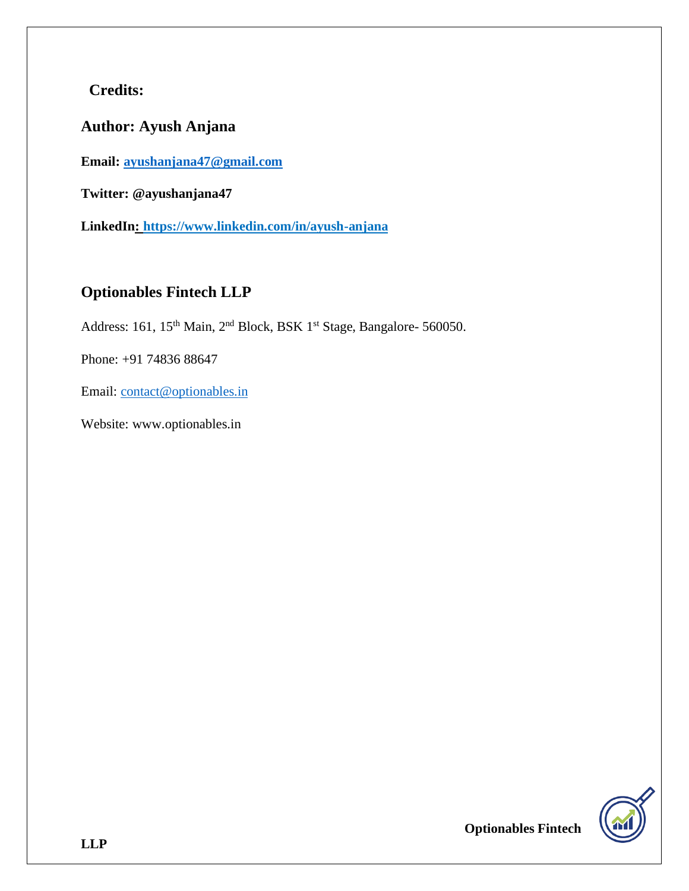**Credits:**

## Author: Ayush Anjana

**Email: ayushanjana47@gmail.com**

**Twitter: @ayushanjana47**

**LinkedIn: https://www.linkedin.com/in/ayush-anjana**

## Optionables Fintech LLP

Address: 161, 15th Main, 2nd Block, BSK 1st Stage, Bangalore- 560050.

Phone: +91 74836 88647

Email: contact@optionables.in

Website: www.optionables.in